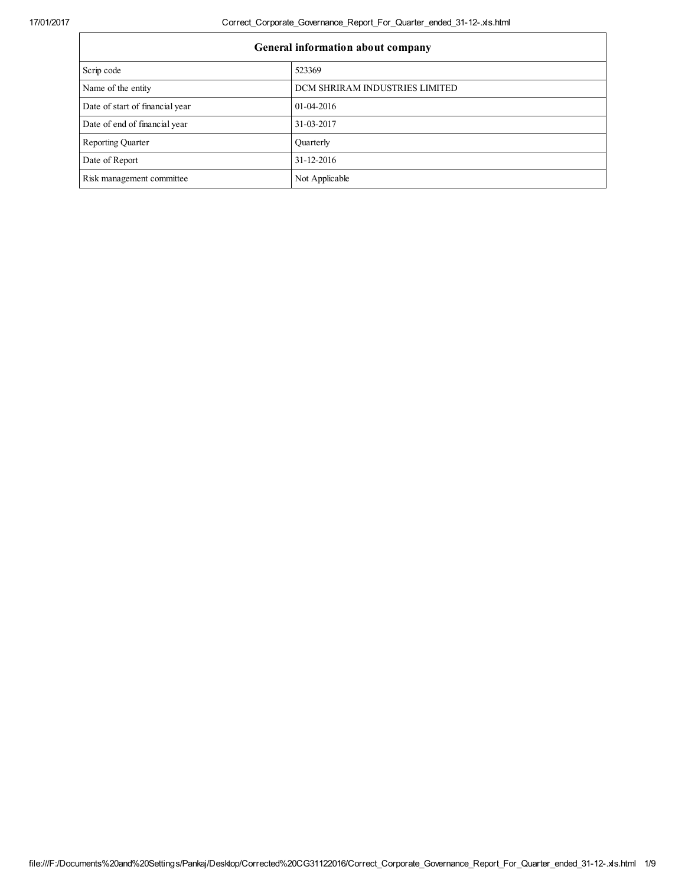| General information about company | |
| --- | --- |
| Scrip code | 523369 |
| Name of the entity | DCM SHRIRAM INDUSTRIES LIMITED |
| Date of start of financial year | 01-04-2016 |
| Date of end of financial year | 31-03-2017 |
| Reporting Quarter | Quarterly |
| Date of Report | 31-12-2016 |
| Risk management committee | Not Applicable |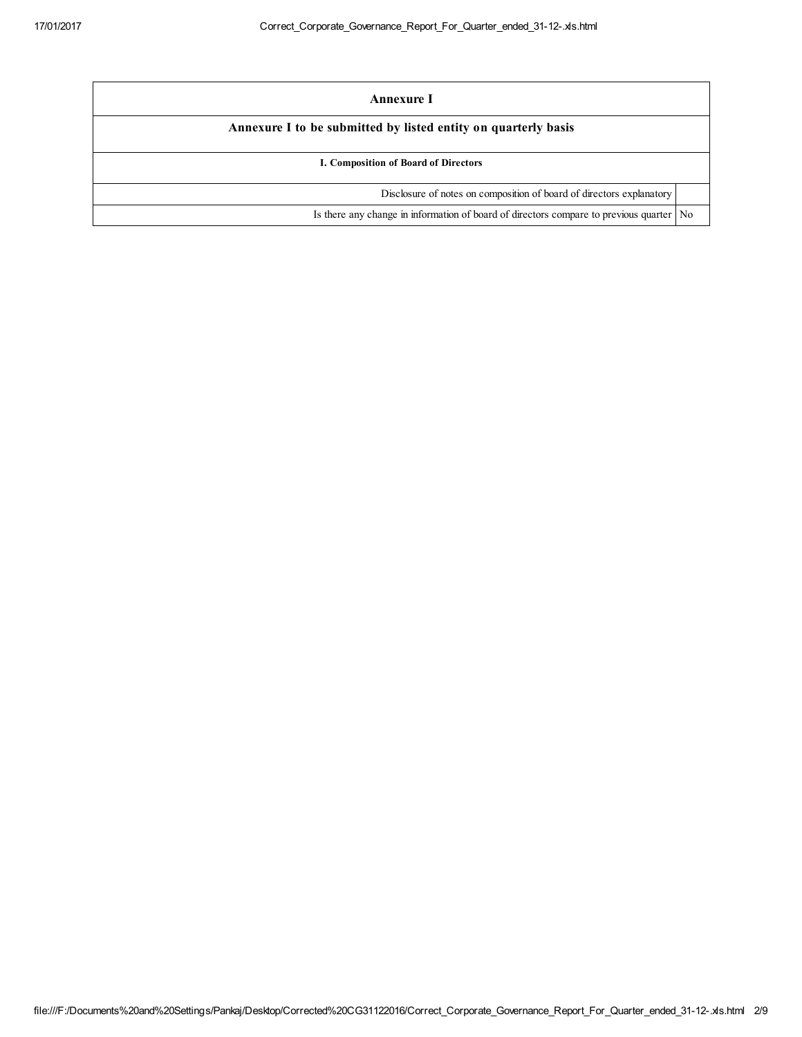| Annexure I | |
|---|---|
| **Annexure I to be submitted by listed entity on quarterly basis** | |
| **I. Composition of Board of Directors** | |
| Disclosure of notes on composition of board of directors explanatory | |
| Is there any change in information of board of directors compare to previous quarter | No |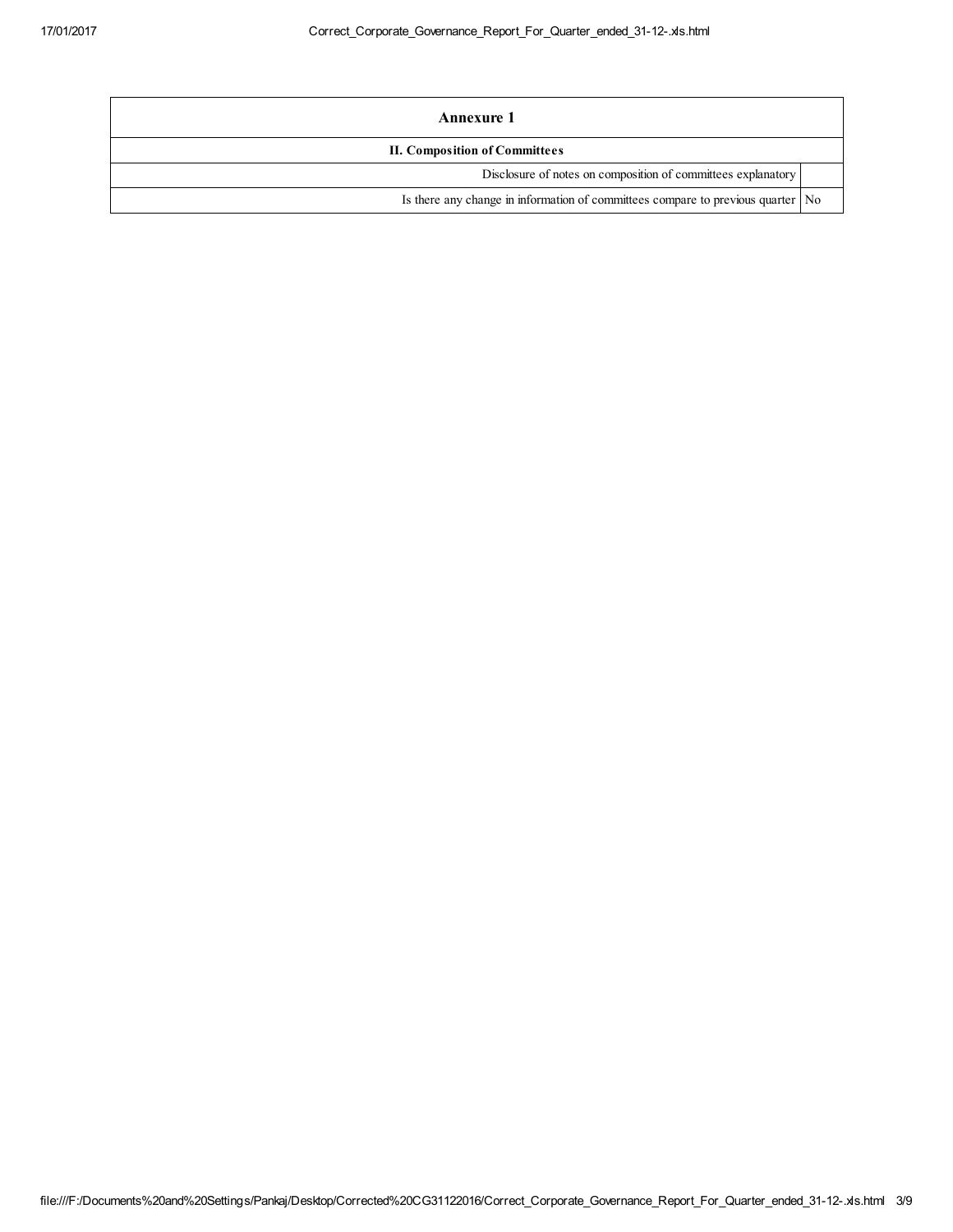| Annexure 1 | |
|---|---|
| **II. Composition of Committees** | |
| Disclosure of notes on composition of committees explanatory | |
| Is there any change in information of committees compare to previous quarter | No |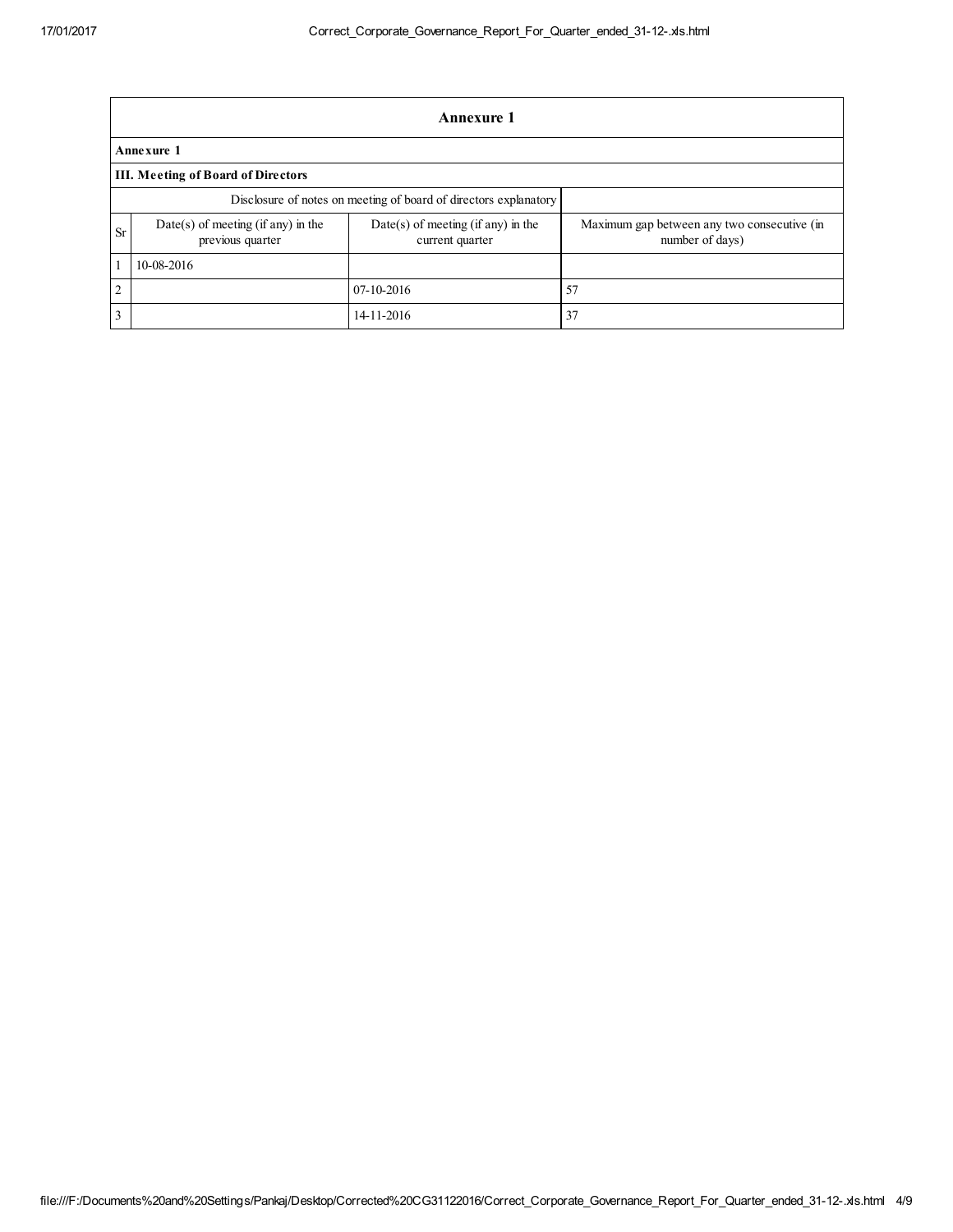## Annexure 1

**Annexure 1**

**III. Meeting of Board of Directors**

| Disclosure of notes on meeting of board of directors explanatory | | | |
|---|---|---|---|
| Sr | Date(s) of meeting (if any) in the previous quarter | Date(s) of meeting (if any) in the current quarter | Maximum gap between any two consecutive (in number of days) |
| 1 | 10-08-2016 | | |
| 2 | | 07-10-2016 | 57 |
| 3 | | 14-11-2016 | 37 |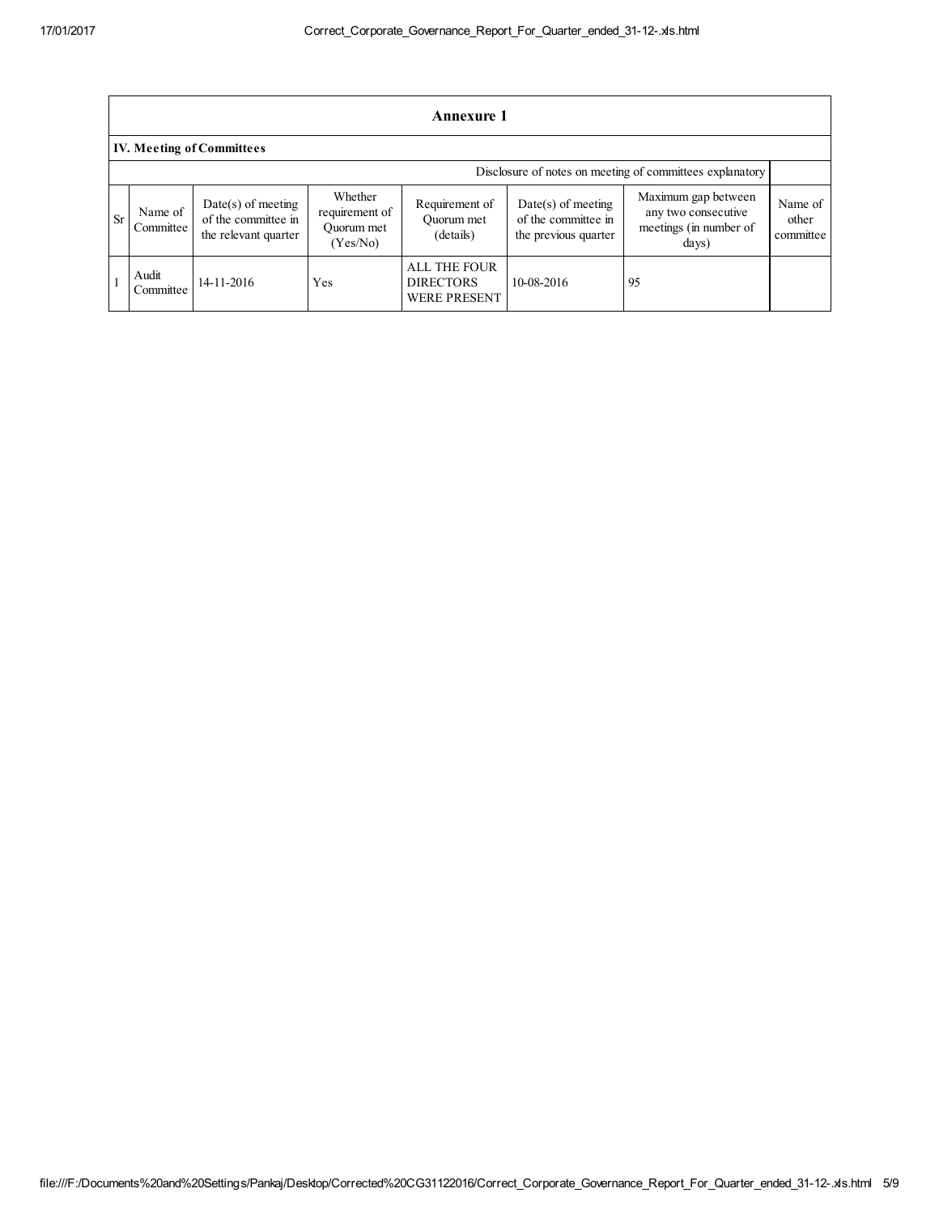| Annexure 1 | | | | | | | |
|---|---|---|---|---|---|---|---|
| **IV. Meeting of Committees** | | | | | | | |
| Disclosure of notes on meeting of committees explanatory | | | | | | | |
| Sr | Name of Committee | Date(s) of meeting of the committee in the relevant quarter | Whether requirement of Quorum met (Yes/No) | Requirement of Quorum met (details) | Date(s) of meeting of the committee in the previous quarter | Maximum gap between any two consecutive meetings (in number of days) | Name of other committee |
| 1 | Audit Committee | 14-11-2016 | Yes | ALL THE FOUR DIRECTORS WERE PRESENT | 10-08-2016 | 95 | |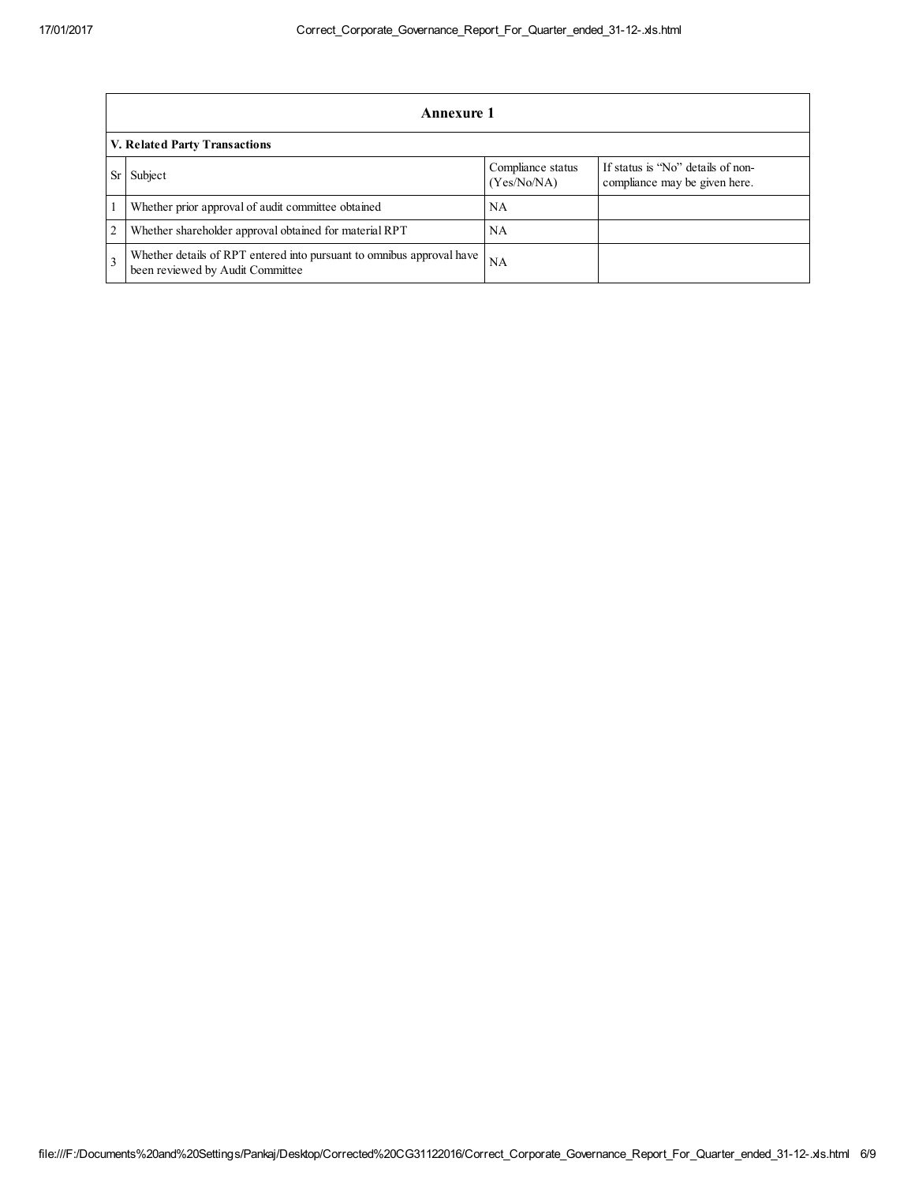## Annexure 1

**V. Related Party Transactions**

| Sr | Subject | Compliance status (Yes/No/NA) | If status is "No" details of non-compliance may be given here. |
|---|---|---|---|
| 1 | Whether prior approval of audit committee obtained | NA | |
| 2 | Whether shareholder approval obtained for material RPT | NA | |
| 3 | Whether details of RPT entered into pursuant to omnibus approval have been reviewed by Audit Committee | NA | |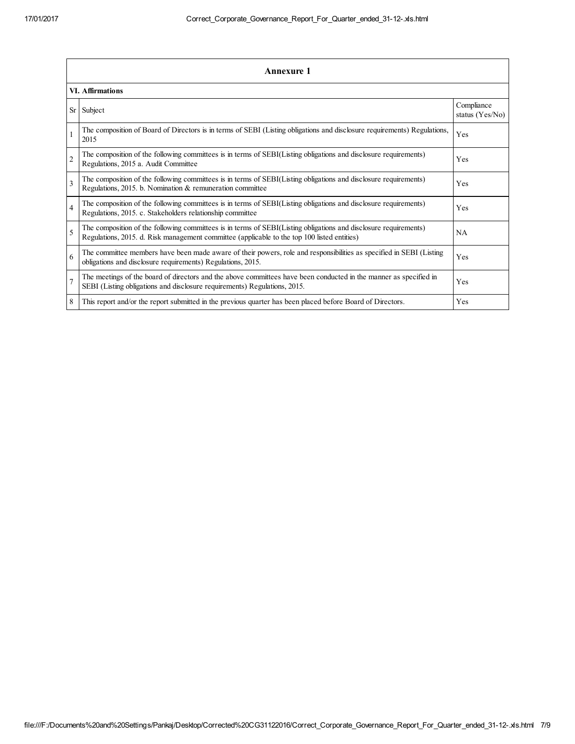## Annexure 1

### VI. Affirmations

| Sr | Subject | Compliance status (Yes/No) |
|---|---|---|
| 1 | The composition of Board of Directors is in terms of SEBI (Listing obligations and disclosure requirements) Regulations, 2015 | Yes |
| 2 | The composition of the following committees is in terms of SEBI(Listing obligations and disclosure requirements) Regulations, 2015 a. Audit Committee | Yes |
| 3 | The composition of the following committees is in terms of SEBI(Listing obligations and disclosure requirements) Regulations, 2015. b. Nomination & remuneration committee | Yes |
| 4 | The composition of the following committees is in terms of SEBI(Listing obligations and disclosure requirements) Regulations, 2015. c. Stakeholders relationship committee | Yes |
| 5 | The composition of the following committees is in terms of SEBI(Listing obligations and disclosure requirements) Regulations, 2015. d. Risk management committee (applicable to the top 100 listed entities) | NA |
| 6 | The committee members have been made aware of their powers, role and responsibilities as specified in SEBI (Listing obligations and disclosure requirements) Regulations, 2015. | Yes |
| 7 | The meetings of the board of directors and the above committees have been conducted in the manner as specified in SEBI (Listing obligations and disclosure requirements) Regulations, 2015. | Yes |
| 8 | This report and/or the report submitted in the previous quarter has been placed before Board of Directors. | Yes |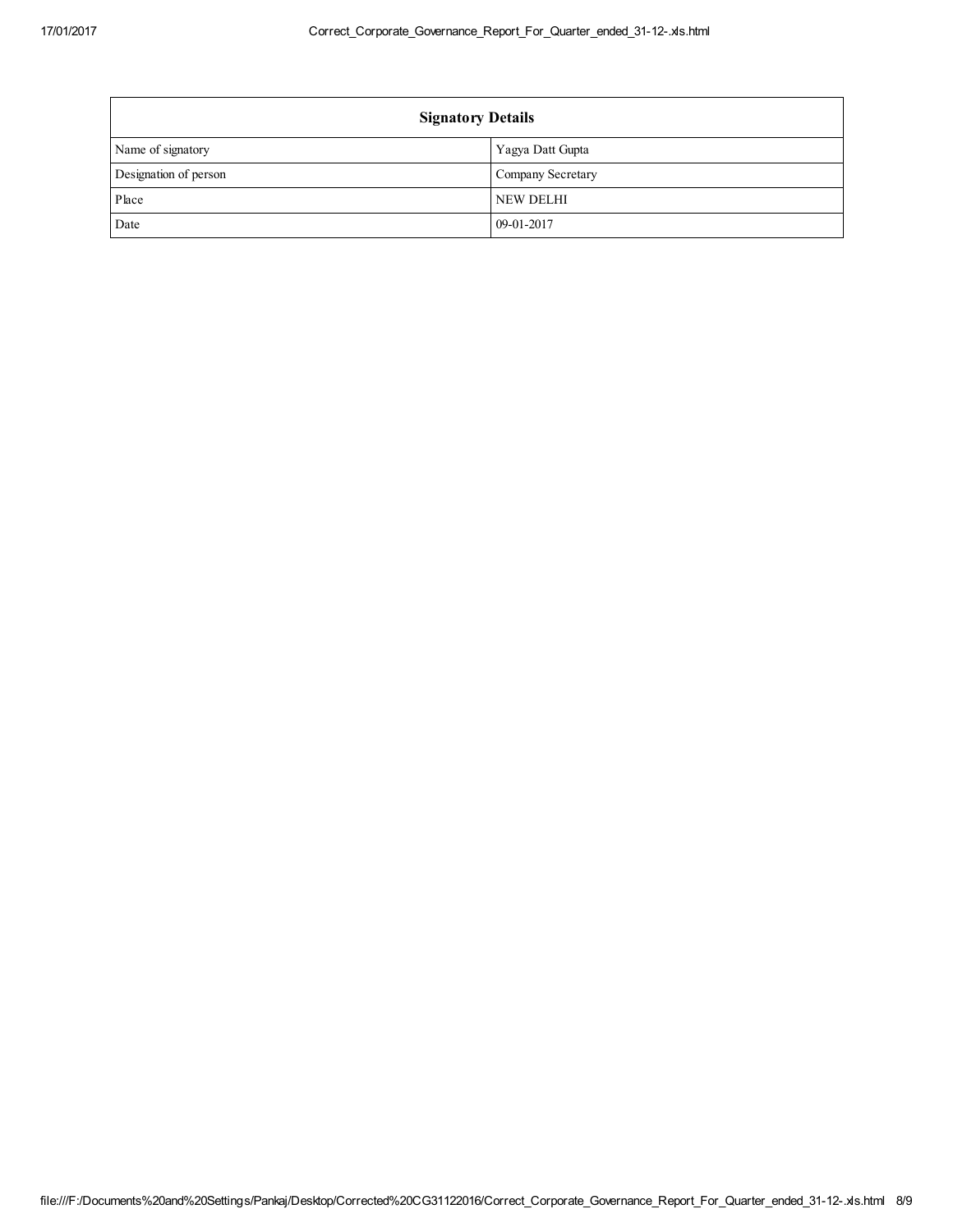| Signatory Details | |
|---|---|
| Name of signatory | Yagya Datt Gupta |
| Designation of person | Company Secretary |
| Place | NEW DELHI |
| Date | 09-01-2017 |